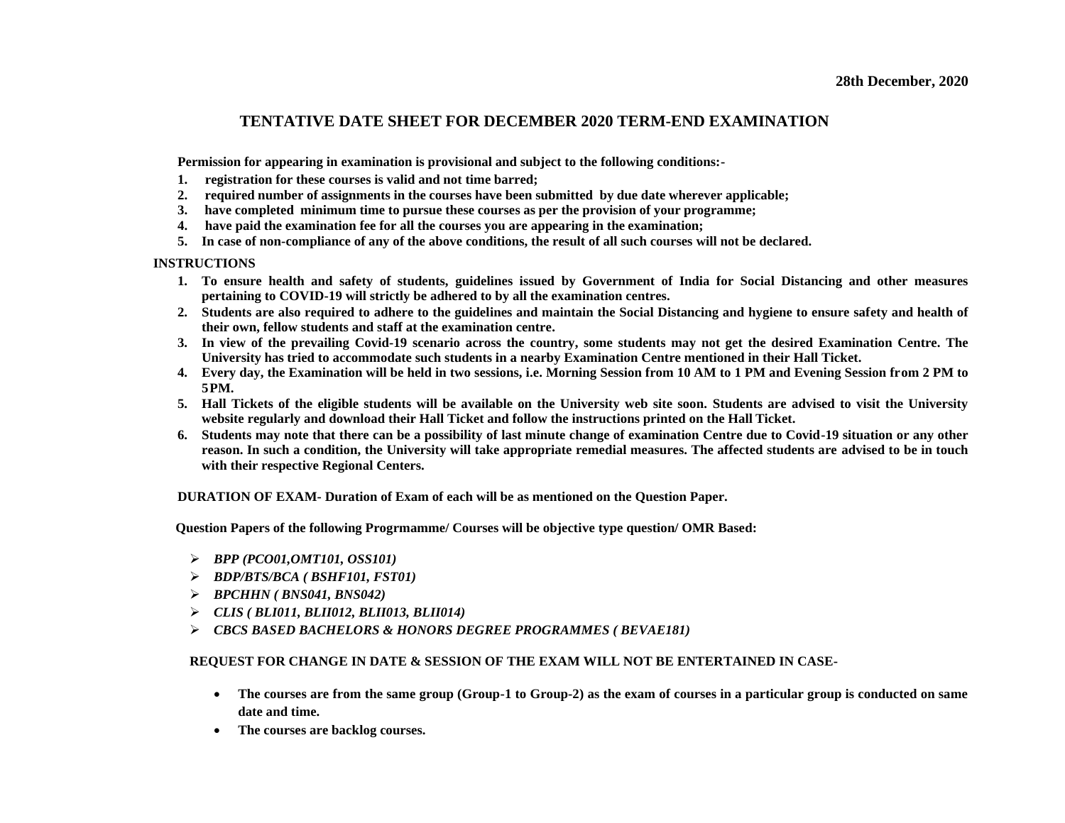**28th December, 2020**

# TENTATIVE DATE SHEET FOR DECEMBER 2020 TERM-END EXAMINATION

**Permission for appearing in examination is provisional and subject to the following conditions:-**

1. **registration for these courses is valid and not time barred;**
2. **required number of assignments in the courses have been submitted by due date wherever applicable;**
3. **have completed minimum time to pursue these courses as per the provision of your programme;**
4. **have paid the examination fee for all the courses you are appearing in the examination;**
5. **In case of non-compliance of any of the above conditions, the result of all such courses will not be declared.**

## INSTRUCTIONS

1. **To ensure health and safety of students, guidelines issued by Government of India for Social Distancing and other measures pertaining to COVID-19 will strictly be adhered to by all the examination centres.**
2. **Students are also required to adhere to the guidelines and maintain the Social Distancing and hygiene to ensure safety and health of their own, fellow students and staff at the examination centre.**
3. **In view of the prevailing Covid-19 scenario across the country, some students may not get the desired Examination Centre. The University has tried to accommodate such students in a nearby Examination Centre mentioned in their Hall Ticket.**
4. **Every day, the Examination will be held in two sessions, i.e. Morning Session from 10 AM to 1 PM and Evening Session from 2 PM to 5PM.**
5. **Hall Tickets of the eligible students will be available on the University web site soon. Students are advised to visit the University website regularly and download their Hall Ticket and follow the instructions printed on the Hall Ticket.**
6. **Students may note that there can be a possibility of last minute change of examination Centre due to Covid-19 situation or any other reason. In such a condition, the University will take appropriate remedial measures. The affected students are advised to be in touch with their respective Regional Centers.**

**DURATION OF EXAM- Duration of Exam of each will be as mentioned on the Question Paper.**

**Question Papers of the following Progrmamme/ Courses will be objective type question/ OMR Based:**

- ***BPP (PCO01,OMT101, OSS101)***
- ***BDP/BTS/BCA ( BSHF101, FST01)***
- ***BPCHHN ( BNS041, BNS042)***
- ***CLIS ( BLI011, BLII012, BLII013, BLII014)***
- ***CBCS BASED BACHELORS & HONORS DEGREE PROGRAMMES ( BEVAE181)***

**REQUEST FOR CHANGE IN DATE & SESSION OF THE EXAM WILL NOT BE ENTERTAINED IN CASE-**

- **The courses are from the same group (Group-1 to Group-2) as the exam of courses in a particular group is conducted on same date and time.**
- **The courses are backlog courses.**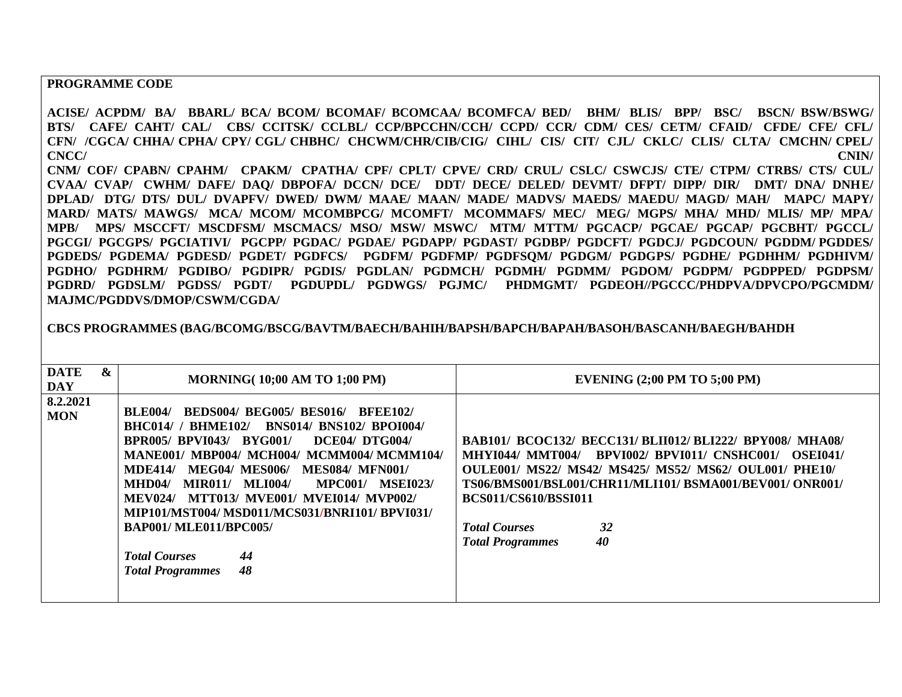**PROGRAMME CODE**

**ACISE/ ACPDM/ BA/ BBARL/ BCA/ BCOM/ BCOMAF/ BCOMCAA/ BCOMFCA/ BED/ BHM/ BLIS/ BPP/ BSC/ BSCN/ BSW/BSWG/ BTS/ CAFE/ CAHT/ CAL/ CBS/ CCITSK/ CCLBL/ CCP/BPCCHN/CCH/ CCPD/ CCR/ CDM/ CES/ CETM/ CFAID/ CFDE/ CFE/ CFL/ CFN/ /CGCA/ CHHA/ CPHA/ CPY/ CGL/ CHBHC/ CHCWM/CHR/CIB/CIG/ CIHL/ CIS/ CIT/ CJL/ CKLC/ CLIS/ CLTA/ CMCHN/ CPEL/ CNCC/ CNIN/ CNM/ COF/ CPABN/ CPAHM/ CPAKM/ CPATHA/ CPF/ CPLT/ CPVE/ CRD/ CRUL/ CSLC/ CSWCJS/ CTE/ CTPM/ CTRBS/ CTS/ CUL/ CVAA/ CVAP/ CWHM/ DAFE/ DAQ/ DBPOFA/ DCCN/ DCE/ DDT/ DECE/ DELED/ DEVMT/ DFPT/ DIPP/ DIR/ DMT/ DNA/ DNHE/ DPLAD/ DTG/ DTS/ DUL/ DVAPFV/ DWED/ DWM/ MAAE/ MAAN/ MADE/ MADVS/ MAEDS/ MAEDU/ MAGD/ MAH/ MAPC/ MAPY/ MARD/ MATS/ MAWGS/ MCA/ MCOM/ MCOMBPCG/ MCOMFT/ MCOMMAFS/ MEC/ MEG/ MGPS/ MHA/ MHD/ MLIS/ MP/ MPA/ MPB/ MPS/ MSCCFT/ MSCDFSM/ MSCMACS/ MSO/ MSW/ MSWC/ MTM/ MTTM/ PGCACP/ PGCAE/ PGCAP/ PGCBHT/ PGCCL/ PGCGI/ PGCGPS/ PGCIATIVI/ PGCPP/ PGDAC/ PGDAE/ PGDAPP/ PGDAST/ PGDBP/ PGDCFT/ PGDCJ/ PGDCOUN/ PGDDM/ PGDDES/ PGDEDS/ PGDEMA/ PGDESD/ PGDET/ PGDFCS/ PGDFM/ PGDFMP/ PGDFSQM/ PGDGM/ PGDGPS/ PGDHE/ PGDHHM/ PGDHIVM/ PGDHO/ PGDHRM/ PGDIBO/ PGDIPR/ PGDIS/ PGDLAN/ PGDMCH/ PGDMH/ PGDMM/ PGDOM/ PGDPM/ PGDPPED/ PGDPSM/ PGDRD/ PGDSLM/ PGDSS/ PGDT/ PGDUPDL/ PGDWGS/ PGJMC/ PHDMGMT/ PGDEOH//PGCCC/PHDPVA/DPVCPO/PGCMDM/ MAJMC/PGDDVS/DMOP/CSWM/CGDA/**

**CBCS PROGRAMMES (BAG/BCOMG/BSCG/BAVTM/BAECH/BAHIH/BAPSH/BAPCH/BAPAH/BASOH/BASCANH/BAEGH/BAHDH**

| DATE & DAY | MORNING( 10;00 AM TO 1;00 PM) | EVENING (2;00 PM TO 5;00 PM) |
|---|---|---|
| **8.2.2021 MON** | **BLE004/ BEDS004/ BEG005/ BES016/ BFEE102/ BHC014/ / BHME102/ BNS014/ BNS102/ BPOI004/ BPR005/ BPVI043/ BYG001/ DCE04/ DTG004/ MANE001/ MBP004/ MCH004/ MCMM004/ MCMM104/ MDE414/ MEG04/ MES006/ MES084/ MFN001/ MHD04/ MIR011/ MLI004/ MPC001/ MSEI023/ MEV024/ MTT013/ MVE001/ MVEI014/ MVP002/ MIP101/MST004/ MSD011/MCS031/BNRI101/ BPVI031/ BAP001/ MLE011/BPC005/**<br><br>***Total Courses 44***<br>***Total Programmes 48*** | **BAB101/ BCOC132/ BECC131/ BLII012/ BLI222/ BPY008/ MHA08/ MHYI044/ MMT004/ BPVI002/ BPVI011/ CNSHC001/ OSEI041/ OULE001/ MS22/ MS42/ MS425/ MS52/ MS62/ OUL001/ PHE10/ TS06/BMS001/BSL001/CHR11/MLI101/ BSMA001/BEV001/ ONR001/ BCS011/CS610/BSSI011**<br><br>***Total Courses 32***<br>***Total Programmes 40*** |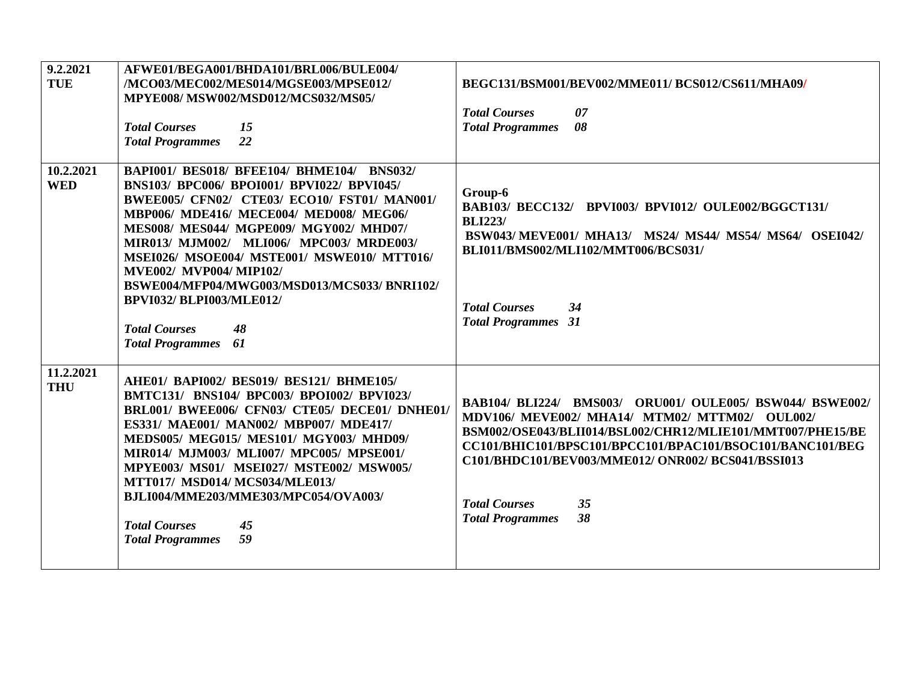| | | |
|---|---|---|
| **9.2.2021 TUE** | **AFWE01/BEGA001/BHDA101/BRL006/BULE004/ /MCO03/MEC002/MES014/MGSE003/MPSE012/ MPYE008/ MSW002/MSD012/MCS032/MS05/**<br><br>***Total Courses 15***<br>***Total Programmes 22*** | **BEGC131/BSM001/BEV002/MME011/ BCS012/CS611/MHA09/**<br><br>***Total Courses 07***<br>***Total Programmes 08*** |
| **10.2.2021 WED** | **BAPI001/ BES018/ BFEE104/ BHME104/ BNS032/ BNS103/ BPC006/ BPOI001/ BPVI022/ BPVI045/ BWEE005/ CFN02/ CTE03/ ECO10/ FST01/ MAN001/ MBP006/ MDE416/ MECE004/ MED008/ MEG06/ MES008/ MES044/ MGPE009/ MGY002/ MHD07/ MIR013/ MJM002/ MLI006/ MPC003/ MRDE003/ MSEI026/ MSOE004/ MSTE001/ MSWE010/ MTT016/ MVE002/ MVP004/ MIP102/ BSWE004/MFP04/MWG003/MSD013/MCS033/ BNRI102/ BPVI032/ BLPI003/MLE012/**<br><br>***Total Courses 48***<br>***Total Programmes 61*** | **Group-6**<br>**BAB103/ BECC132/ BPVI003/ BPVI012/ OULE002/BGGCT131/ BLI223/ BSW043/ MEVE001/ MHA13/ MS24/ MS44/ MS54/ MS64/ OSEI042/ BLI011/BMS002/MLI102/MMT006/BCS031/**<br><br>***Total Courses 34***<br>***Total Programmes 31*** |
| **11.2.2021 THU** | **AHE01/ BAPI002/ BES019/ BES121/ BHME105/ BMTC131/ BNS104/ BPC003/ BPOI002/ BPVI023/ BRL001/ BWEE006/ CFN03/ CTE05/ DECE01/ DNHE01/ ES331/ MAE001/ MAN002/ MBP007/ MDE417/ MEDS005/ MEG015/ MES101/ MGY003/ MHD09/ MIR014/ MJM003/ MLI007/ MPC005/ MPSE001/ MPYE003/ MS01/ MSEI027/ MSTE002/ MSW005/ MTT017/ MSD014/ MCS034/MLE013/ BJLI004/MME203/MME303/MPC054/OVA003/**<br><br>***Total Courses 45***<br>***Total Programmes 59*** | **BAB104/ BLI224/ BMS003/ ORU001/ OULE005/ BSW044/ BSWE002/ MDV106/ MEVE002/ MHA14/ MTM02/ MTTM02/ OUL002/ BSM002/OSE043/BLII014/BSL002/CHR12/MLIE101/MMT007/PHE15/BECC101/BHIC101/BPSC101/BPCC101/BPAC101/BSOC101/BANC101/BEGC101/BHDC101/BEV003/MME012/ ONR002/ BCS041/BSSI013**<br><br>***Total Courses 35***<br>***Total Programmes 38*** |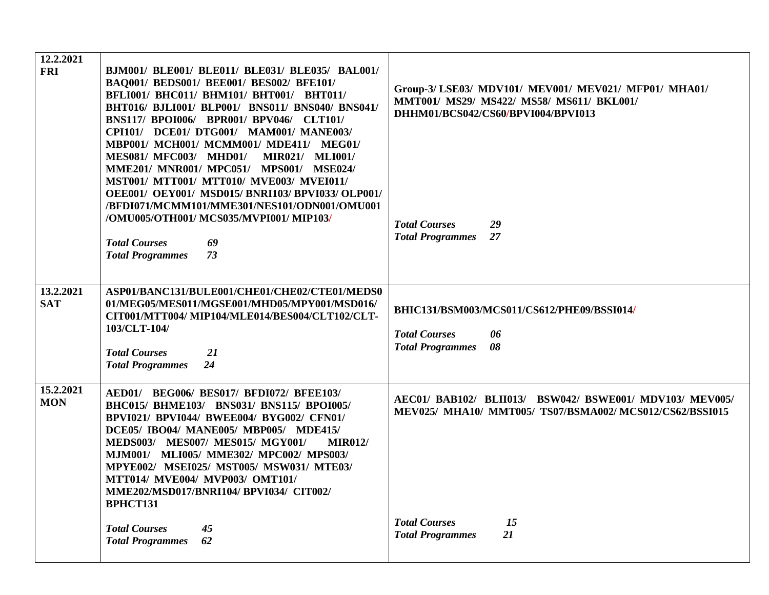| | | |
|---|---|---|
| **12.2.2021 FRI** | **BJM001/ BLE001/ BLE011/ BLE031/ BLE035/ BAL001/ BAQ001/ BEDS001/ BEE001/ BES002/ BFE101/ BFLI001/ BHC011/ BHM101/ BHT001/ BHT011/ BHT016/ BJLI001/ BLP001/ BNS011/ BNS040/ BNS041/ BNS117/ BPOI006/ BPR001/ BPV046/ CLT101/ CPI101/ DCE01/ DTG001/ MAM001/ MANE003/ MBP001/ MCH001/ MCMM001/ MDE411/ MEG01/ MES081/ MFC003/ MHD01/ MIR021/ MLI001/ MME201/ MNR001/ MPC051/ MPS001/ MSE024/ MST001/ MTT001/ MTT010/ MVE003/ MVEI011/ OEE001/ OEY001/ MSD015/ BNRI103/ BPVI033/ OLP001/ /BFDI071/MCMM101/MME301/NES101/ODN001/OMU001 /OMU005/OTH001/ MCS035/MVPI001/ MIP103/**<br><br>***Total Courses 69***<br>***Total Programmes 73*** | **Group-3/ LSE03/ MDV101/ MEV001/ MEV021/ MFP01/ MHA01/ MMT001/ MS29/ MS422/ MS58/ MS611/ BKL001/ DHHM01/BCS042/CS60/BPVI004/BPVI013**<br><br>***Total Courses 29***<br>***Total Programmes 27*** |
| **13.2.2021 SAT** | **ASP01/BANC131/BULE001/CHE01/CHE02/CTE01/MEDS001/MEG05/MES011/MGSE001/MHD05/MPY001/MSD016/ CIT001/MTT004/ MIP104/MLE014/BES004/CLT102/CLT-103/CLT-104/**<br><br>***Total Courses 21***<br>***Total Programmes 24*** | **BHIC131/BSM003/MCS011/CS612/PHE09/BSSI014/**<br><br>***Total Courses 06***<br>***Total Programmes 08*** |
| **15.2.2021 MON** | **AED01/ BEG006/ BES017/ BFDI072/ BFEE103/ BHC015/ BHME103/ BNS031/ BNS115/ BPOI005/ BPVI021/ BPVI044/ BWEE004/ BYG002/ CFN01/ DCE05/ IBO04/ MANE005/ MBP005/ MDE415/ MEDS003/ MES007/ MES015/ MGY001/ MIR012/ MJM001/ MLI005/ MME302/ MPC002/ MPS003/ MPYE002/ MSEI025/ MST005/ MSW031/ MTE03/ MTT014/ MVE004/ MVP003/ OMT101/ MME202/MSD017/BNRI104/ BPVI034/ CIT002/ BPHCT131**<br><br>***Total Courses 45***<br>***Total Programmes 62*** | **AEC01/ BAB102/ BLII013/ BSW042/ BSWE001/ MDV103/ MEV005/ MEV025/ MHA10/ MMT005/ TS07/BSMA002/ MCS012/CS62/BSSI015**<br><br>***Total Courses 15***<br>***Total Programmes 21*** |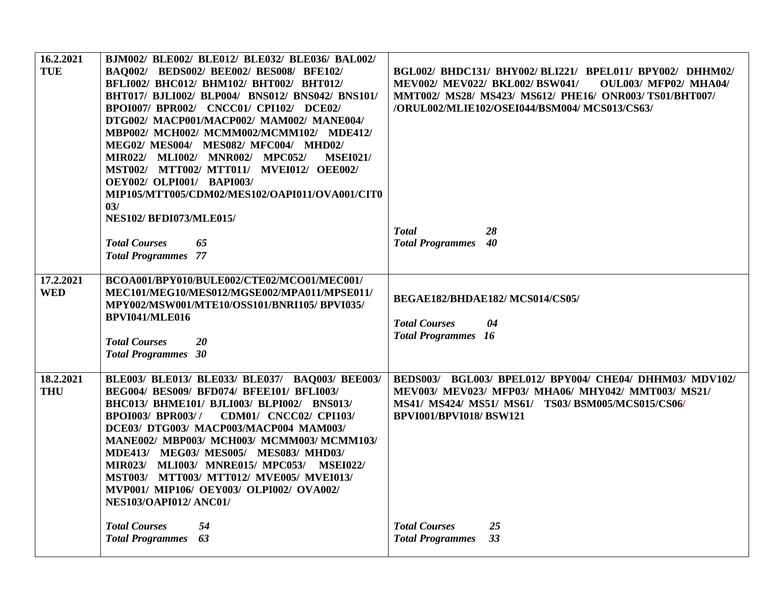| | | |
|---|---|---|
| 16.2.2021 TUE | BJM002/ BLE002/ BLE012/ BLE032/ BLE036/ BAL002/ BAQ002/ BEDS002/ BEE002/ BES008/ BFE102/ BFLI002/ BHC012/ BHM102/ BHT002/ BHT012/ BHT017/ BJLI002/ BLP004/ BNS012/ BNS042/ BNS101/ BPOI007/ BPR002/ CNCC01/ CPI102/ DCE02/ DTG002/ MACP001/MACP002/ MAM002/ MANE004/ MBP002/ MCH002/ MCMM002/MCMM102/ MDE412/ MEG02/ MES004/ MES082/ MFC004/ MHD02/ MIR022/ MLI002/ MNR002/ MPC052/ MSEI021/ MST002/ MTT002/ MTT011/ MVEI012/ OEE002/ OEY002/ OLPI001/ BAPI003/ MIP105/MTT005/CDM02/MES102/OAPI011/OVA001/CIT003/ NES102/ BFDI073/MLE015/<br><br>*Total Courses 65*<br>*Total Programmes 77* | BGL002/ BHDC131/ BHY002/ BLI221/ BPEL011/ BPY002/ DHHM02/ MEV002/ MEV022/ BKL002/ BSW041/ OUL003/ MFP02/ MHA04/ MMT002/ MS28/ MS423/ MS612/ PHE16/ ONR003/ TS01/BHT007/ /ORUL002/MLIE102/OSEI044/BSM004/ MCS013/CS63/<br><br>*Total 28*<br>*Total Programmes 40* |
| 17.2.2021 WED | BCOA001/BPY010/BULE002/CTE02/MCO01/MEC001/ MEC101/MEG10/MES012/MGSE002/MPA011/MPSE011/ MPY002/MSW001/MTE10/OSS101/BNRI105/ BPVI035/ BPVI041/MLE016<br><br>*Total Courses 20*<br>*Total Programmes 30* | BEGAE182/BHDAE182/ MCS014/CS05/<br><br>*Total Courses 04*<br>*Total Programmes 16* |
| 18.2.2021 THU | BLE003/ BLE013/ BLE033/ BLE037/ BAQ003/ BEE003/ BEG004/ BES009/ BFD074/ BFEE101/ BFLI003/ BHC013/ BHME101/ BJLI003/ BLPI002/ BNS013/ BPOI003/ BPR003/ / CDM01/ CNCC02/ CPI103/ DCE03/ DTG003/ MACP003/MACP004 MAM003/ MANE002/ MBP003/ MCH003/ MCMM003/ MCMM103/ MDE413/ MEG03/ MES005/ MES083/ MHD03/ MIR023/ MLI003/ MNRE015/ MPC053/ MSEI022/ MST003/ MTT003/ MTT012/ MVE005/ MVEI013/ MVP001/ MIP106/ OEY003/ OLPI002/ OVA002/ NES103/OAPI012/ ANC01/<br><br>*Total Courses 54*<br>*Total Programmes 63* | BEDS003/ BGL003/ BPEL012/ BPY004/ CHE04/ DHHM03/ MDV102/ MEV003/ MEV023/ MFP03/ MHA06/ MHY042/ MMT003/ MS21/ MS41/ MS424/ MS51/ MS61/ TS03/ BSM005/MCS015/CS06/ BPVI001/BPVI018/ BSW121<br><br>*Total Courses 25*<br>*Total Programmes 33* |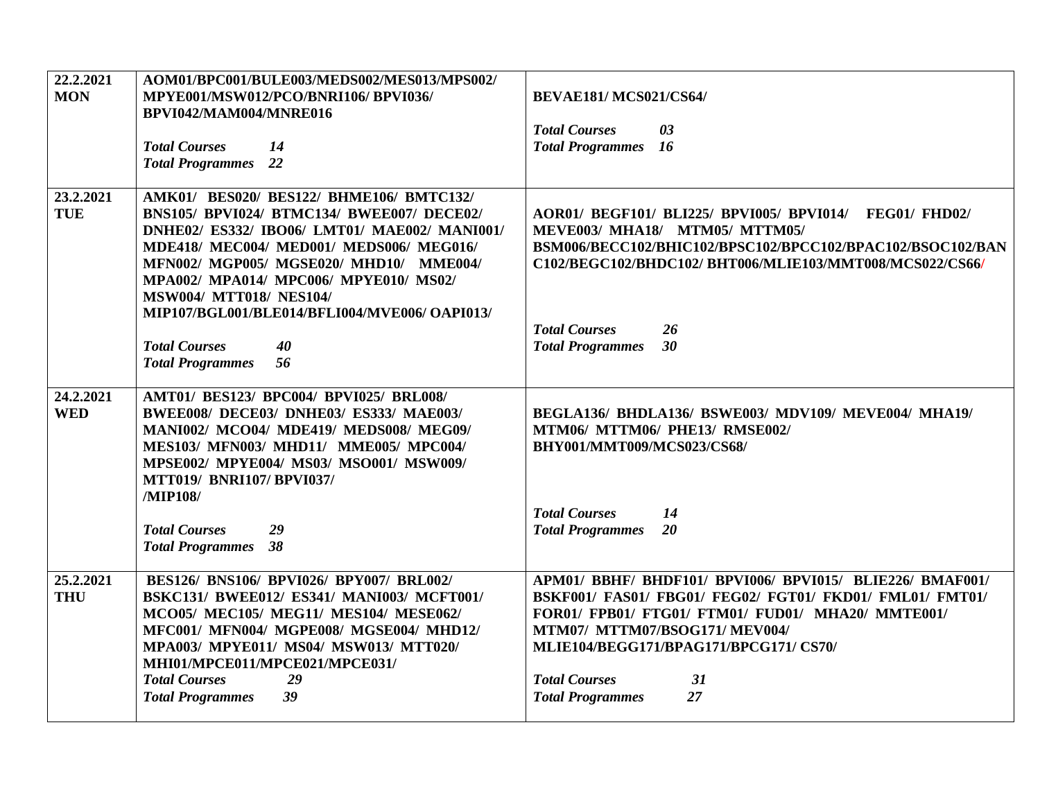| | | |
|---|---|---|
| **22.2.2021 MON** | **AOM01/BPC001/BULE003/MEDS002/MES013/MPS002/ MPYE001/MSW012/PCO/BNRI106/ BPVI036/ BPVI042/MAM004/MNRE016**<br><br>***Total Courses 14***<br>***Total Programmes 22*** | **BEVAE181/ MCS021/CS64/**<br><br>***Total Courses 03***<br>***Total Programmes 16*** |
| **23.2.2021 TUE** | **AMK01/ BES020/ BES122/ BHME106/ BMTC132/ BNS105/ BPVI024/ BTMC134/ BWEE007/ DECE02/ DNHE02/ ES332/ IBO06/ LMT01/ MAE002/ MANI001/ MDE418/ MEC004/ MED001/ MEDS006/ MEG016/ MFN002/ MGP005/ MGSE020/ MHD10/ MME004/ MPA002/ MPA014/ MPC006/ MPYE010/ MS02/ MSW004/ MTT018/ NES104/ MIP107/BGL001/BLE014/BFLI004/MVE006/ OAPI013/**<br><br>***Total Courses 40***<br>***Total Programmes 56*** | **AOR01/ BEGF101/ BLI225/ BPVI005/ BPVI014/ FEG01/ FHD02/ MEVE003/ MHA18/ MTM05/ MTTM05/ BSM006/BECC102/BHIC102/BPSC102/BPCC102/BPAC102/BSOC102/BANC102/BEGC102/BHDC102/ BHT006/MLIE103/MMT008/MCS022/CS66/**<br><br>***Total Courses 26***<br>***Total Programmes 30*** |
| **24.2.2021 WED** | **AMT01/ BES123/ BPC004/ BPVI025/ BRL008/ BWEE008/ DECE03/ DNHE03/ ES333/ MAE003/ MANI002/ MCO04/ MDE419/ MEDS008/ MEG09/ MES103/ MFN003/ MHD11/ MME005/ MPC004/ MPSE002/ MPYE004/ MS03/ MSO001/ MSW009/ MTT019/ BNRI107/ BPVI037/ /MIP108/**<br><br>***Total Courses 29***<br>***Total Programmes 38*** | **BEGLA136/ BHDLA136/ BSWE003/ MDV109/ MEVE004/ MHA19/ MTM06/ MTTM06/ PHE13/ RMSE002/ BHY001/MMT009/MCS023/CS68/**<br><br>***Total Courses 14***<br>***Total Programmes 20*** |
| **25.2.2021 THU** | **BES126/ BNS106/ BPVI026/ BPY007/ BRL002/ BSKC131/ BWEE012/ ES341/ MANI003/ MCFT001/ MCO05/ MEC105/ MEG11/ MES104/ MESE062/ MFC001/ MFN004/ MGPE008/ MGSE004/ MHD12/ MPA003/ MPYE011/ MS04/ MSW013/ MTT020/ MHI01/MPCE011/MPCE021/MPCE031/**<br>***Total Courses 29***<br>***Total Programmes 39*** | **APM01/ BBHF/ BHDF101/ BPVI006/ BPVI015/ BLIE226/ BMAF001/ BSKF001/ FAS01/ FBG01/ FEG02/ FGT01/ FKD01/ FML01/ FMT01/ FOR01/ FPB01/ FTG01/ FTM01/ FUD01/ MHA20/ MMTE001/ MTM07/ MTTM07/BSOG171/ MEV004/ MLIE104/BEGG171/BPAG171/BPCG171/ CS70/**<br><br>***Total Courses 31***<br>***Total Programmes 27*** |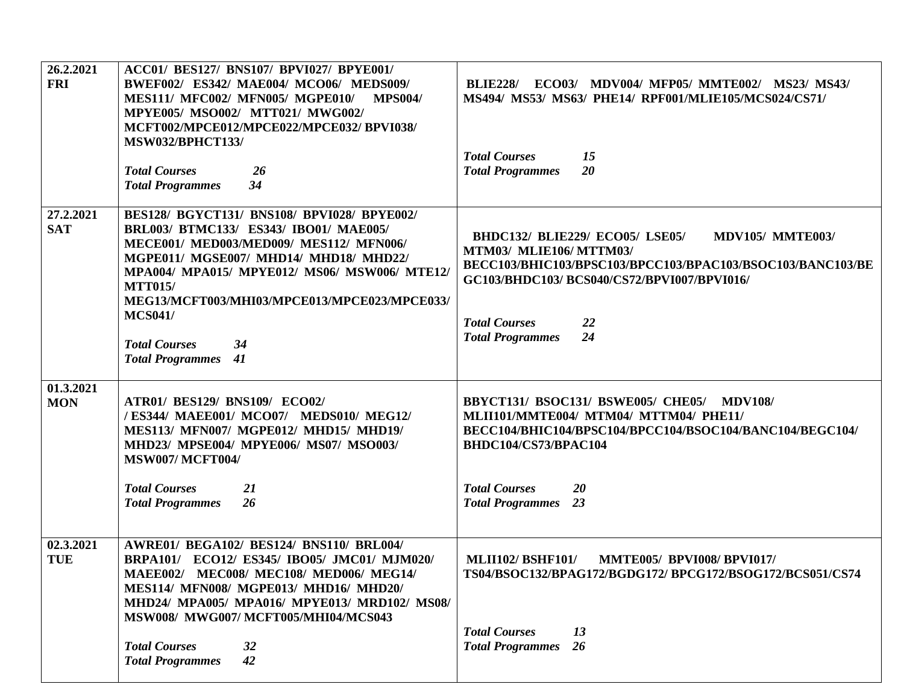| | | |
|---|---|---|
| **26.2.2021 FRI** | **ACC01/ BES127/ BNS107/ BPVI027/ BPYE001/ BWEF002/ ES342/ MAE004/ MCO06/ MEDS009/ MES111/ MFC002/ MFN005/ MGPE010/ MPS004/ MPYE005/ MSO002/ MTT021/ MWG002/ MCFT002/MPCE012/MPCE022/MPCE032/ BPVI038/ MSW032/BPHCT133/**<br><br>***Total Courses 26***<br>***Total Programmes 34*** | **BLIE228/ ECO03/ MDV004/ MFP05/ MMTE002/ MS23/ MS43/ MS494/ MS53/ MS63/ PHE14/ RPF001/MLIE105/MCS024/CS71/**<br><br>***Total Courses 15***<br>***Total Programmes 20*** |
| **27.2.2021 SAT** | **BES128/ BGYCT131/ BNS108/ BPVI028/ BPYE002/ BRL003/ BTMC133/ ES343/ IBO01/ MAE005/ MECE001/ MED003/MED009/ MES112/ MFN006/ MGPE011/ MGSE007/ MHD14/ MHD18/ MHD22/ MPA004/ MPA015/ MPYE012/ MS06/ MSW006/ MTE12/ MTT015/ MEG13/MCFT003/MHI03/MPCE013/MPCE023/MPCE033/ MCS041/**<br><br>***Total Courses 34***<br>***Total Programmes 41*** | **BHDC132/ BLIE229/ ECO05/ LSE05/ MDV105/ MMTE003/ MTM03/ MLIE106/ MTTM03/ BECC103/BHIC103/BPSC103/BPCC103/BPAC103/BSOC103/BANC103/BEGC103/BHDC103/ BCS040/CS72/BPVI007/BPVI016/**<br><br>***Total Courses 22***<br>***Total Programmes 24*** |
| **01.3.2021 MON** | **ATR01/ BES129/ BNS109/ ECO02/ / ES344/ MAEE001/ MCO07/ MEDS010/ MEG12/ MES113/ MFN007/ MGPE012/ MHD15/ MHD19/ MHD23/ MPSE004/ MPYE006/ MS07/ MSO003/ MSW007/ MCFT004/**<br><br>***Total Courses 21***<br>***Total Programmes 26*** | **BBYCT131/ BSOC131/ BSWE005/ CHE05/ MDV108/ MLII101/MMTE004/ MTM04/ MTTM04/ PHE11/ BECC104/BHIC104/BPSC104/BPCC104/BSOC104/BANC104/BEGC104/ BHDC104/CS73/BPAC104**<br><br>***Total Courses 20***<br>***Total Programmes 23*** |
| **02.3.2021 TUE** | **AWRE01/ BEGA102/ BES124/ BNS110/ BRL004/ BRPA101/ ECO12/ ES345/ IBO05/ JMC01/ MJM020/ MAEE002/ MEC008/ MEC108/ MED006/ MEG14/ MES114/ MFN008/ MGPE013/ MHD16/ MHD20/ MHD24/ MPA005/ MPA016/ MPYE013/ MRD102/ MS08/ MSW008/ MWG007/ MCFT005/MHI04/MCS043**<br><br>***Total Courses 32***<br>***Total Programmes 42*** | **MLII102/ BSHF101/ MMTE005/ BPVI008/ BPVI017/ TS04/BSOC132/BPAG172/BGDG172/ BPCG172/BSOG172/BCS051/CS74**<br><br>***Total Courses 13***<br>***Total Programmes 26*** |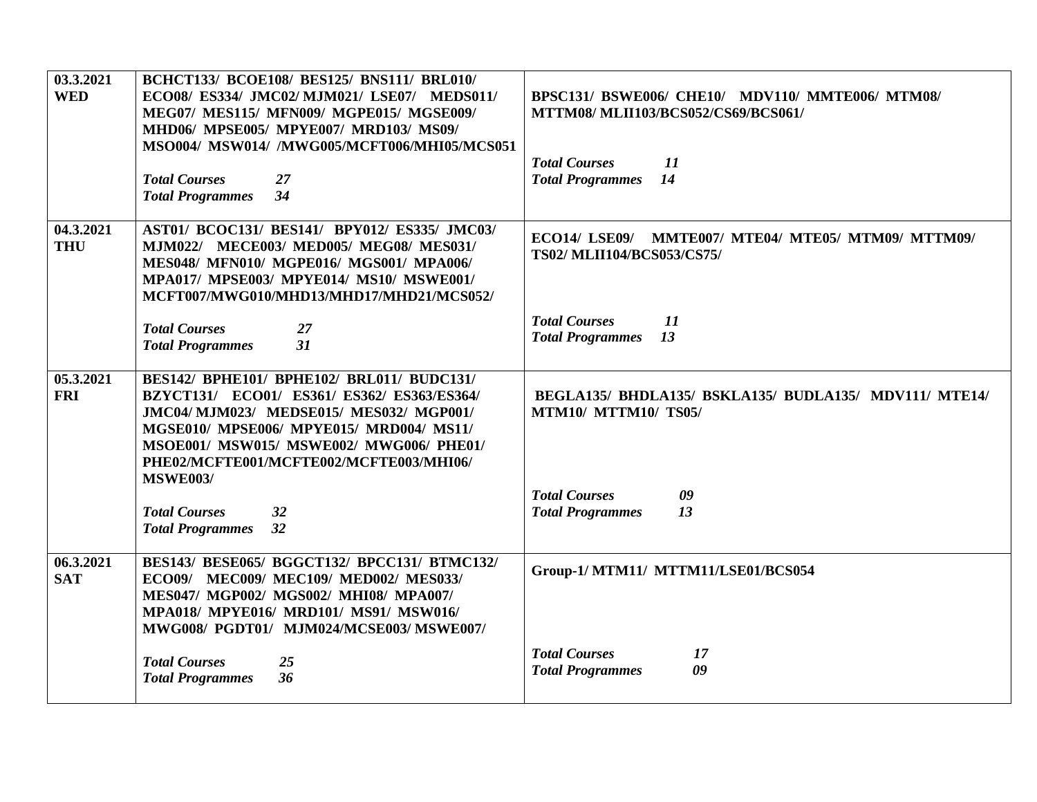| | | |
|---|---|---|
| **03.3.2021 WED** | **BCHCT133/ BCOE108/ BES125/ BNS111/ BRL010/ ECO08/ ES334/ JMC02/ MJM021/ LSE07/ MEDS011/ MEG07/ MES115/ MFN009/ MGPE015/ MGSE009/ MHD06/ MPSE005/ MPYE007/ MRD103/ MS09/ MSO004/ MSW014/ /MWG005/MCFT006/MHI05/MCS051**<br><br>***Total Courses 27***<br>***Total Programmes 34*** | **BPSC131/ BSWE006/ CHE10/ MDV110/ MMTE006/ MTM08/ MTTM08/ MLII103/BCS052/CS69/BCS061/**<br><br>***Total Courses 11***<br>***Total Programmes 14*** |
| **04.3.2021 THU** | **AST01/ BCOC131/ BES141/ BPY012/ ES335/ JMC03/ MJM022/ MECE003/ MED005/ MEG08/ MES031/ MES048/ MFN010/ MGPE016/ MGS001/ MPA006/ MPA017/ MPSE003/ MPYE014/ MS10/ MSWE001/ MCFT007/MWG010/MHD13/MHD17/MHD21/MCS052/**<br><br>***Total Courses 27***<br>***Total Programmes 31*** | **ECO14/ LSE09/ MMTE007/ MTE04/ MTE05/ MTM09/ MTTM09/ TS02/ MLII104/BCS053/CS75/**<br><br>***Total Courses 11***<br>***Total Programmes 13*** |
| **05.3.2021 FRI** | **BES142/ BPHE101/ BPHE102/ BRL011/ BUDC131/ BZYCT131/ ECO01/ ES361/ ES362/ ES363/ES364/ JMC04/ MJM023/ MEDSE015/ MES032/ MGP001/ MGSE010/ MPSE006/ MPYE015/ MRD004/ MS11/ MSOE001/ MSW015/ MSWE002/ MWG006/ PHE01/ PHE02/MCFTE001/MCFTE002/MCFTE003/MHI06/ MSWE003/**<br><br>***Total Courses 32***<br>***Total Programmes 32*** | **BEGLA135/ BHDLA135/ BSKLA135/ BUDLA135/ MDV111/ MTE14/ MTM10/ MTTM10/ TS05/**<br><br>***Total Courses 09***<br>***Total Programmes 13*** |
| **06.3.2021 SAT** | **BES143/ BESE065/ BGGCT132/ BPCC131/ BTMC132/ ECO09/ MEC009/ MEC109/ MED002/ MES033/ MES047/ MGP002/ MGS002/ MHI08/ MPA007/ MPA018/ MPYE016/ MRD101/ MS91/ MSW016/ MWG008/ PGDT01/ MJM024/MCSE003/ MSWE007/**<br><br>***Total Courses 25***<br>***Total Programmes 36*** | **Group-1/ MTM11/ MTTM11/LSE01/BCS054**<br><br>***Total Courses 17***<br>***Total Programmes 09*** |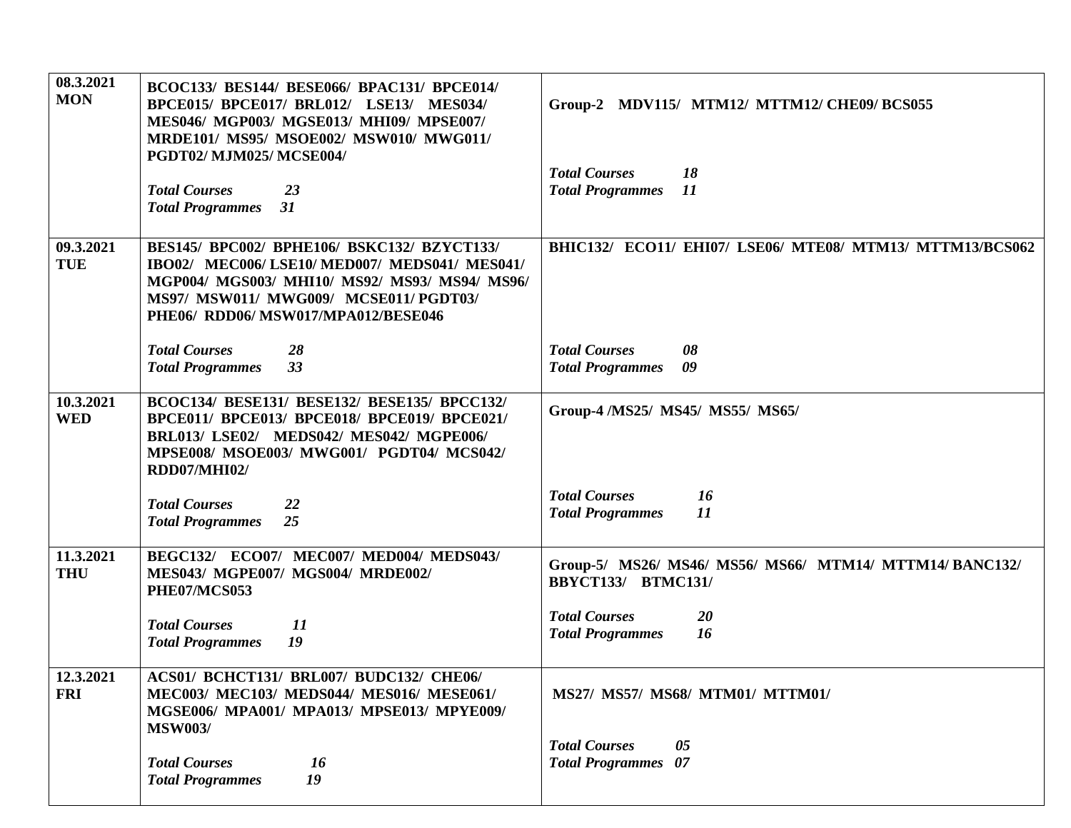| | | |
|---|---|---|
| **08.3.2021 MON** | **BCOC133/ BES144/ BESE066/ BPAC131/ BPCE014/ BPCE015/ BPCE017/ BRL012/ LSE13/ MES034/ MES046/ MGP003/ MGSE013/ MHI09/ MPSE007/ MRDE101/ MS95/ MSOE002/ MSW010/ MWG011/ PGDT02/ MJM025/ MCSE004/**<br><br>***Total Courses 23***<br>***Total Programmes 31*** | **Group-2 MDV115/ MTM12/ MTTM12/ CHE09/ BCS055**<br><br>***Total Courses 18***<br>***Total Programmes 11*** |
| **09.3.2021 TUE** | **BES145/ BPC002/ BPHE106/ BSKC132/ BZYCT133/ IBO02/ MEC006/ LSE10/ MED007/ MEDS041/ MES041/ MGP004/ MGS003/ MHI10/ MS92/ MS93/ MS94/ MS96/ MS97/ MSW011/ MWG009/ MCSE011/ PGDT03/ PHE06/ RDD06/ MSW017/MPA012/BESE046**<br><br>***Total Courses 28***<br>***Total Programmes 33*** | **BHIC132/ ECO11/ EHI07/ LSE06/ MTE08/ MTM13/ MTTM13/BCS062**<br><br>***Total Courses 08***<br>***Total Programmes 09*** |
| **10.3.2021 WED** | **BCOC134/ BESE131/ BESE132/ BESE135/ BPCC132/ BPCE011/ BPCE013/ BPCE018/ BPCE019/ BPCE021/ BRL013/ LSE02/ MEDS042/ MES042/ MGPE006/ MPSE008/ MSOE003/ MWG001/ PGDT04/ MCS042/ RDD07/MHI02/**<br><br>***Total Courses 22***<br>***Total Programmes 25*** | **Group-4 /MS25/ MS45/ MS55/ MS65/**<br><br>***Total Courses 16***<br>***Total Programmes 11*** |
| **11.3.2021 THU** | **BEGC132/ ECO07/ MEC007/ MED004/ MEDS043/ MES043/ MGPE007/ MGS004/ MRDE002/ PHE07/MCS053**<br><br>***Total Courses 11***<br>***Total Programmes 19*** | **Group-5/ MS26/ MS46/ MS56/ MS66/ MTM14/ MTTM14/ BANC132/ BBYCT133/ BTMC131/**<br><br>***Total Courses 20***<br>***Total Programmes 16*** |
| **12.3.2021 FRI** | **ACS01/ BCHCT131/ BRL007/ BUDC132/ CHE06/ MEC003/ MEC103/ MEDS044/ MES016/ MESE061/ MGSE006/ MPA001/ MPA013/ MPSE013/ MPYE009/ MSW003/**<br><br>***Total Courses 16***<br>***Total Programmes 19*** | **MS27/ MS57/ MS68/ MTM01/ MTTM01/**<br><br>***Total Courses 05***<br>***Total Programmes 07*** |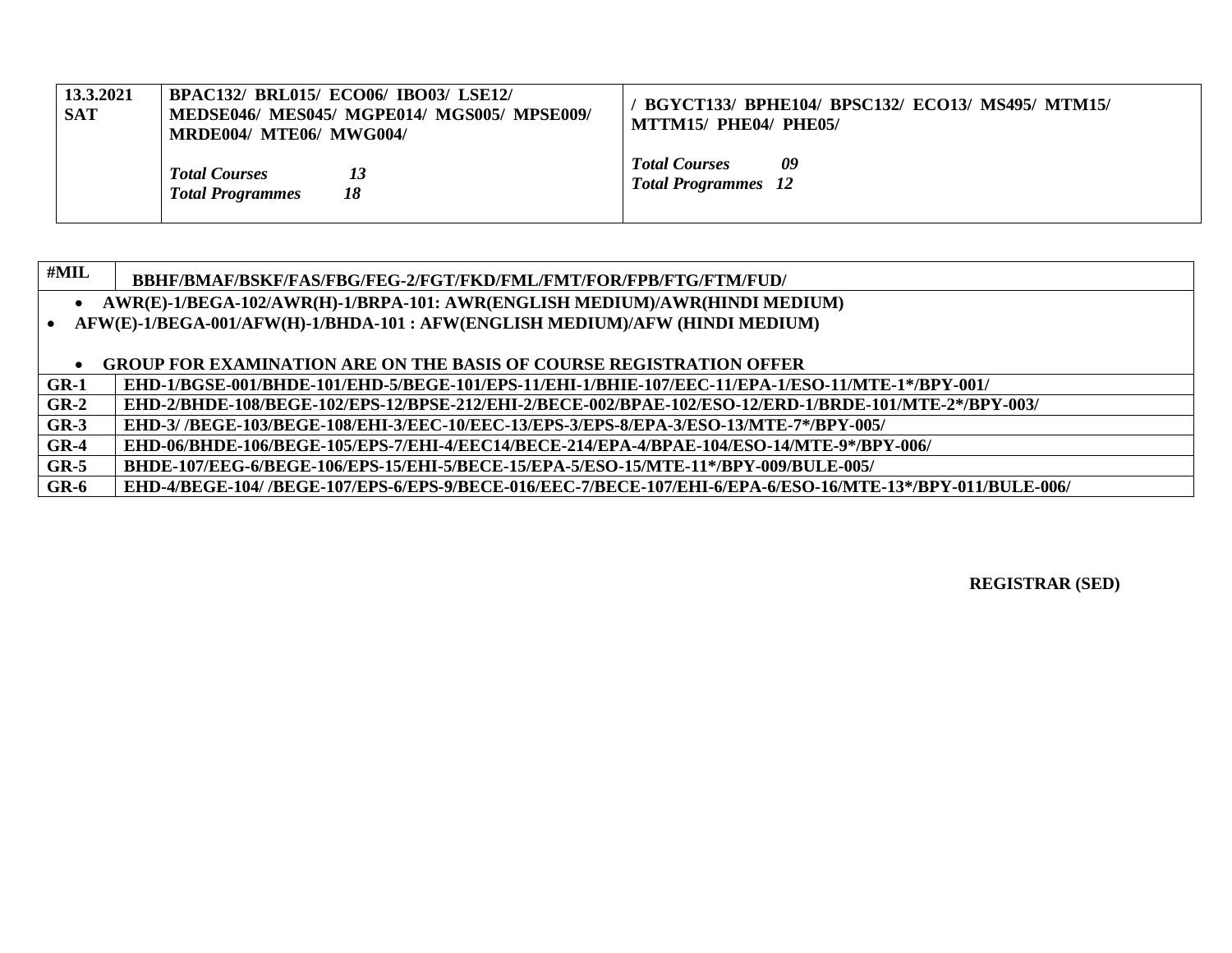| | | |
|---|---|---|
| **13.3.2021 SAT** | **BPAC132/ BRL015/ ECO06/ IBO03/ LSE12/ MEDSE046/ MES045/ MGPE014/ MGS005/ MPSE009/ MRDE004/ MTE06/ MWG004/**<br><br>***Total Courses 13***<br>***Total Programmes 18*** | **/ BGYCT133/ BPHE104/ BPSC132/ ECO13/ MS495/ MTM15/ MTTM15/ PHE04/ PHE05/**<br><br>***Total Courses 09***<br>***Total Programmes 12*** |

| | |
|---|---|
| **#MIL** | **BBHF/BMAF/BSKF/FAS/FBG/FEG-2/FGT/FKD/FML/FMT/FOR/FPB/FTG/FTM/FUD/** |

- **AWR(E)-1/BEGA-102/AWR(H)-1/BRPA-101: AWR(ENGLISH MEDIUM)/AWR(HINDI MEDIUM)**
- **AFW(E)-1/BEGA-001/AFW(H)-1/BHDA-101 : AFW(ENGLISH MEDIUM)/AFW (HINDI MEDIUM)**
- **GROUP FOR EXAMINATION ARE ON THE BASIS OF COURSE REGISTRATION OFFER**

| | |
|---|---|
| **GR-1** | **EHD-1/BGSE-001/BHDE-101/EHD-5/BEGE-101/EPS-11/EHI-1/BHIE-107/EEC-11/EPA-1/ESO-11/MTE-1*/BPY-001/** |
| **GR-2** | **EHD-2/BHDE-108/BEGE-102/EPS-12/BPSE-212/EHI-2/BECE-002/BPAE-102/ESO-12/ERD-1/BRDE-101/MTE-2*/BPY-003/** |
| **GR-3** | **EHD-3/ /BEGE-103/BEGE-108/EHI-3/EEC-10/EEC-13/EPS-3/EPS-8/EPA-3/ESO-13/MTE-7*/BPY-005/** |
| **GR-4** | **EHD-06/BHDE-106/BEGE-105/EPS-7/EHI-4/EEC14/BECE-214/EPA-4/BPAE-104/ESO-14/MTE-9*/BPY-006/** |
| **GR-5** | **BHDE-107/EEG-6/BEGE-106/EPS-15/EHI-5/BECE-15/EPA-5/ESO-15/MTE-11*/BPY-009/BULE-005/** |
| **GR-6** | **EHD-4/BEGE-104/ /BEGE-107/EPS-6/EPS-9/BECE-016/EEC-7/BECE-107/EHI-6/EPA-6/ESO-16/MTE-13*/BPY-011/BULE-006/** |

**REGISTRAR (SED)**